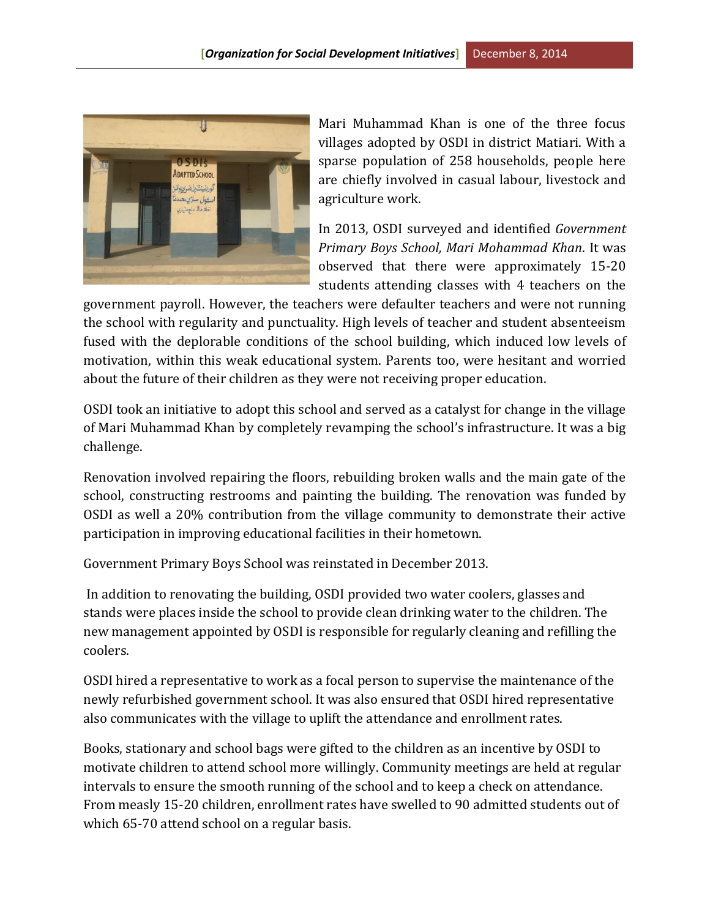Mari Muhammad Khan is one of the three focus villages adopted by OSDI in district Matiari. With a sparse population of 258 households, people here are chiefly involved in casual labour, livestock and agriculture work.

In 2013, OSDI surveyed and identified *Government Primary Boys School, Mari Mohammad Khan*. It was observed that there were approximately 15-20 students attending classes with 4 teachers on the government payroll. However, the teachers were defaulter teachers and were not running the school with regularity and punctuality. High levels of teacher and student absenteeism fused with the deplorable conditions of the school building, which induced low levels of motivation, within this weak educational system. Parents too, were hesitant and worried about the future of their children as they were not receiving proper education.

OSDI took an initiative to adopt this school and served as a catalyst for change in the village of Mari Muhammad Khan by completely revamping the school's infrastructure. It was a big challenge.

Renovation involved repairing the floors, rebuilding broken walls and the main gate of the school, constructing restrooms and painting the building. The renovation was funded by OSDI as well a 20% contribution from the village community to demonstrate their active participation in improving educational facilities in their hometown.

Government Primary Boys School was reinstated in December 2013.

In addition to renovating the building, OSDI provided two water coolers, glasses and stands were places inside the school to provide clean drinking water to the children. The new management appointed by OSDI is responsible for regularly cleaning and refilling the coolers.

OSDI hired a representative to work as a focal person to supervise the maintenance of the newly refurbished government school. It was also ensured that OSDI hired representative also communicates with the village to uplift the attendance and enrollment rates.

Books, stationary and school bags were gifted to the children as an incentive by OSDI to motivate children to attend school more willingly. Community meetings are held at regular intervals to ensure the smooth running of the school and to keep a check on attendance. From measly 15-20 children, enrollment rates have swelled to 90 admitted students out of which 65-70 attend school on a regular basis.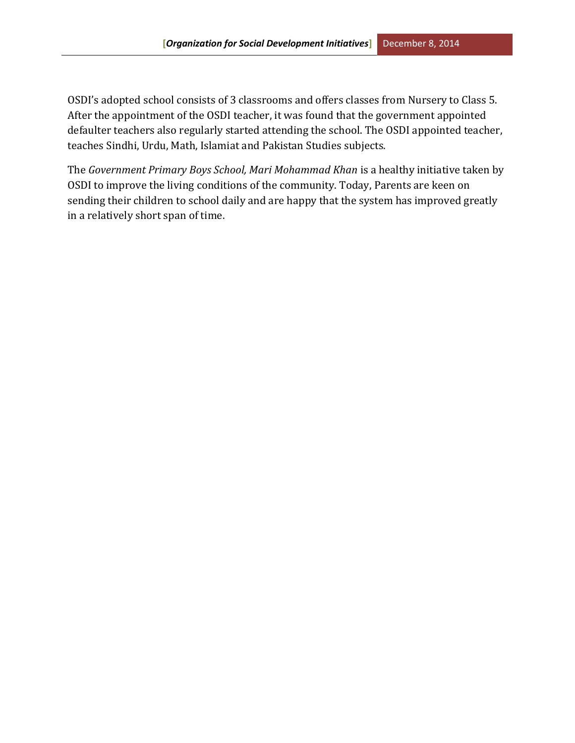OSDI's adopted school consists of 3 classrooms and offers classes from Nursery to Class 5. After the appointment of the OSDI teacher, it was found that the government appointed defaulter teachers also regularly started attending the school. The OSDI appointed teacher, teaches Sindhi, Urdu, Math, Islamiat and Pakistan Studies subjects.

The *Government Primary Boys School, Mari Mohammad Khan* is a healthy initiative taken by OSDI to improve the living conditions of the community. Today, Parents are keen on sending their children to school daily and are happy that the system has improved greatly in a relatively short span of time.